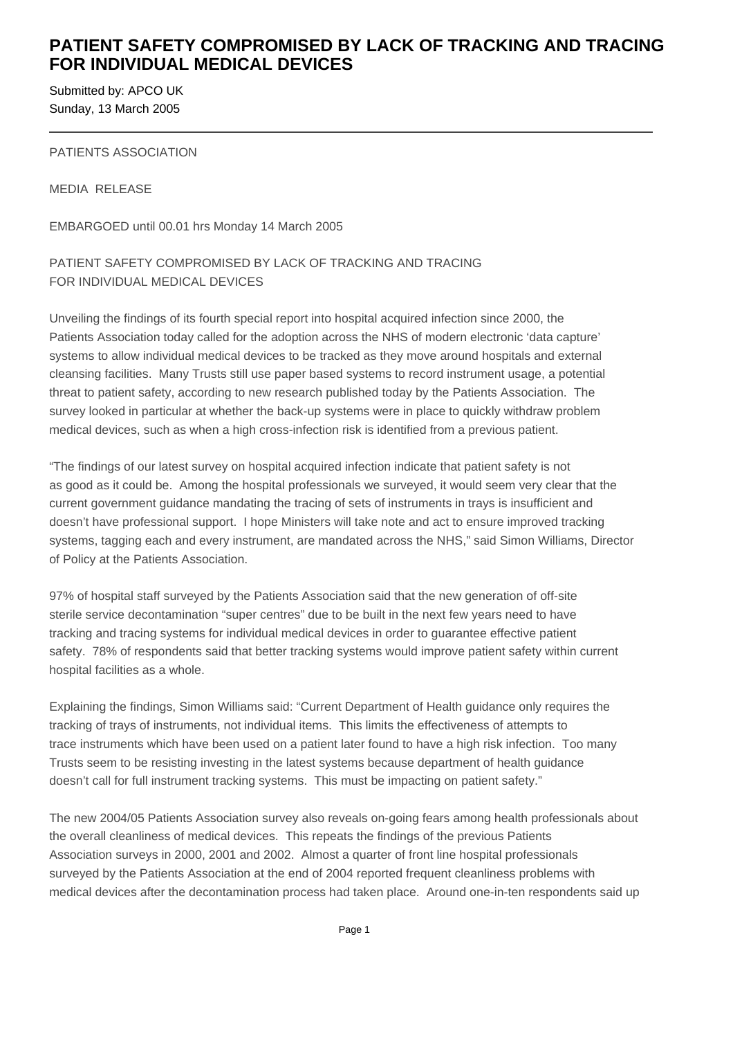# PATIENT SAFETY COMPROMISED BY LACK OF TRACKING AND TRACING FOR INDIVIDUAL MEDICAL DEVICES

Submitted by: APCO UK
Sunday, 13 March 2005

---

PATIENTS ASSOCIATION

MEDIA RELEASE

EMBARGOED until 00.01 hrs Monday 14 March 2005

PATIENT SAFETY COMPROMISED BY LACK OF TRACKING AND TRACING FOR INDIVIDUAL MEDICAL DEVICES

Unveiling the findings of its fourth special report into hospital acquired infection since 2000, the Patients Association today called for the adoption across the NHS of modern electronic 'data capture' systems to allow individual medical devices to be tracked as they move around hospitals and external cleansing facilities. Many Trusts still use paper based systems to record instrument usage, a potential threat to patient safety, according to new research published today by the Patients Association. The survey looked in particular at whether the back-up systems were in place to quickly withdraw problem medical devices, such as when a high cross-infection risk is identified from a previous patient.

"The findings of our latest survey on hospital acquired infection indicate that patient safety is not as good as it could be. Among the hospital professionals we surveyed, it would seem very clear that the current government guidance mandating the tracing of sets of instruments in trays is insufficient and doesn't have professional support. I hope Ministers will take note and act to ensure improved tracking systems, tagging each and every instrument, are mandated across the NHS," said Simon Williams, Director of Policy at the Patients Association.

97% of hospital staff surveyed by the Patients Association said that the new generation of off-site sterile service decontamination "super centres" due to be built in the next few years need to have tracking and tracing systems for individual medical devices in order to guarantee effective patient safety. 78% of respondents said that better tracking systems would improve patient safety within current hospital facilities as a whole.

Explaining the findings, Simon Williams said: "Current Department of Health guidance only requires the tracking of trays of instruments, not individual items. This limits the effectiveness of attempts to trace instruments which have been used on a patient later found to have a high risk infection. Too many Trusts seem to be resisting investing in the latest systems because department of health guidance doesn't call for full instrument tracking systems. This must be impacting on patient safety."

The new 2004/05 Patients Association survey also reveals on-going fears among health professionals about the overall cleanliness of medical devices. This repeats the findings of the previous Patients Association surveys in 2000, 2001 and 2002. Almost a quarter of front line hospital professionals surveyed by the Patients Association at the end of 2004 reported frequent cleanliness problems with medical devices after the decontamination process had taken place. Around one-in-ten respondents said up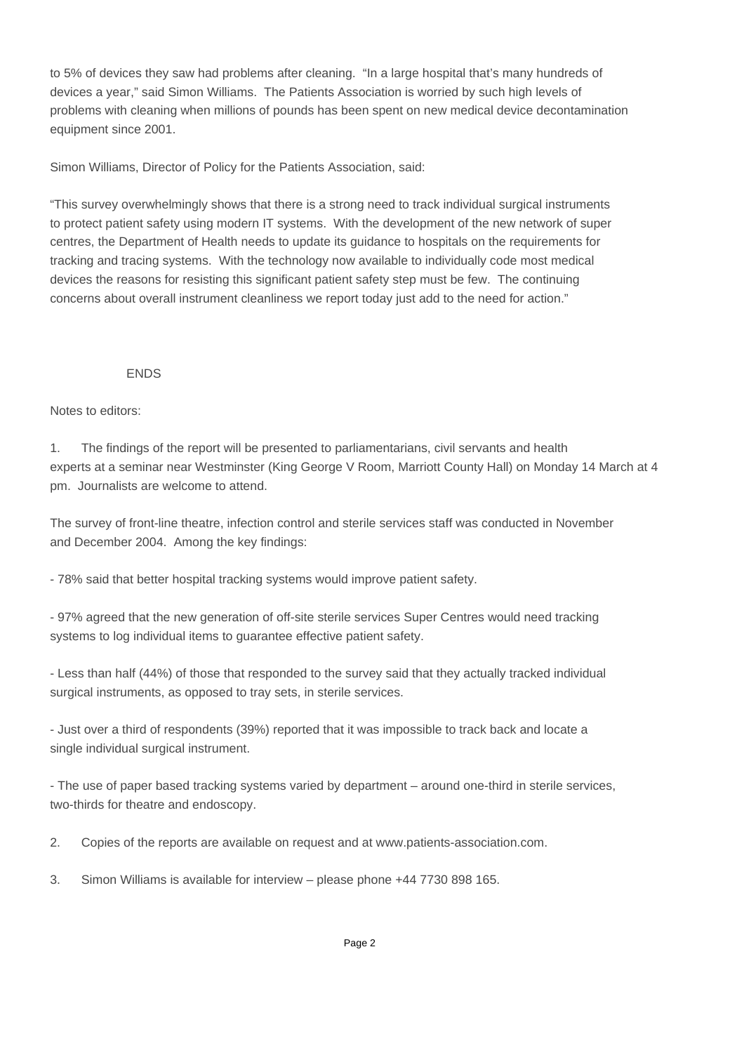to 5% of devices they saw had problems after cleaning. "In a large hospital that's many hundreds of devices a year," said Simon Williams. The Patients Association is worried by such high levels of problems with cleaning when millions of pounds has been spent on new medical device decontamination equipment since 2001.

Simon Williams, Director of Policy for the Patients Association, said:

"This survey overwhelmingly shows that there is a strong need to track individual surgical instruments to protect patient safety using modern IT systems. With the development of the new network of super centres, the Department of Health needs to update its guidance to hospitals on the requirements for tracking and tracing systems. With the technology now available to individually code most medical devices the reasons for resisting this significant patient safety step must be few. The continuing concerns about overall instrument cleanliness we report today just add to the need for action."

ENDS

Notes to editors:

1. The findings of the report will be presented to parliamentarians, civil servants and health experts at a seminar near Westminster (King George V Room, Marriott County Hall) on Monday 14 March at 4 pm. Journalists are welcome to attend.

The survey of front-line theatre, infection control and sterile services staff was conducted in November and December 2004. Among the key findings:

- 78% said that better hospital tracking systems would improve patient safety.

- 97% agreed that the new generation of off-site sterile services Super Centres would need tracking systems to log individual items to guarantee effective patient safety.

- Less than half (44%) of those that responded to the survey said that they actually tracked individual surgical instruments, as opposed to tray sets, in sterile services.

- Just over a third of respondents (39%) reported that it was impossible to track back and locate a single individual surgical instrument.

- The use of paper based tracking systems varied by department – around one-third in sterile services, two-thirds for theatre and endoscopy.

2. Copies of the reports are available on request and at www.patients-association.com.

3. Simon Williams is available for interview – please phone +44 7730 898 165.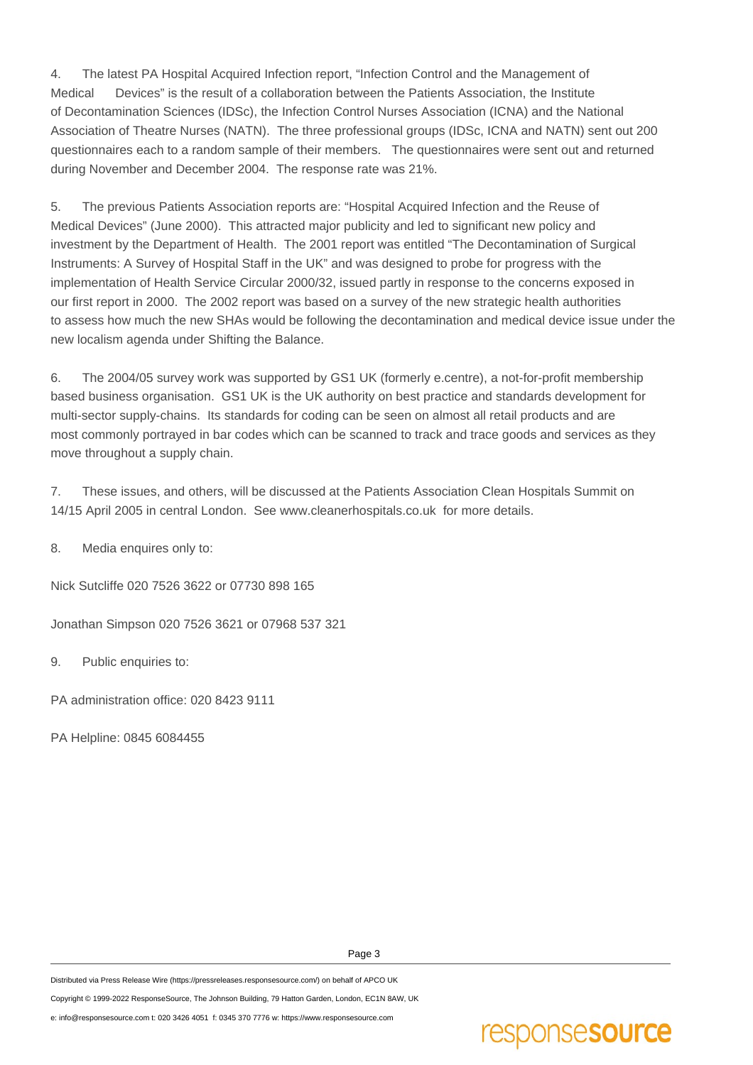4. The latest PA Hospital Acquired Infection report, "Infection Control and the Management of Medical Devices" is the result of a collaboration between the Patients Association, the Institute of Decontamination Sciences (IDSc), the Infection Control Nurses Association (ICNA) and the National Association of Theatre Nurses (NATN). The three professional groups (IDSc, ICNA and NATN) sent out 200 questionnaires each to a random sample of their members. The questionnaires were sent out and returned during November and December 2004. The response rate was 21%.

5. The previous Patients Association reports are: "Hospital Acquired Infection and the Reuse of Medical Devices" (June 2000). This attracted major publicity and led to significant new policy and investment by the Department of Health. The 2001 report was entitled "The Decontamination of Surgical Instruments: A Survey of Hospital Staff in the UK" and was designed to probe for progress with the implementation of Health Service Circular 2000/32, issued partly in response to the concerns exposed in our first report in 2000. The 2002 report was based on a survey of the new strategic health authorities to assess how much the new SHAs would be following the decontamination and medical device issue under the new localism agenda under Shifting the Balance.

6. The 2004/05 survey work was supported by GS1 UK (formerly e.centre), a not-for-profit membership based business organisation. GS1 UK is the UK authority on best practice and standards development for multi-sector supply-chains. Its standards for coding can be seen on almost all retail products and are most commonly portrayed in bar codes which can be scanned to track and trace goods and services as they move throughout a supply chain.

7. These issues, and others, will be discussed at the Patients Association Clean Hospitals Summit on 14/15 April 2005 in central London. See www.cleanerhospitals.co.uk for more details.

8. Media enquires only to:

Nick Sutcliffe 020 7526 3622 or 07730 898 165

Jonathan Simpson 020 7526 3621 or 07968 537 321

9. Public enquiries to:

PA administration office: 020 8423 9111

PA Helpline: 0845 6084455